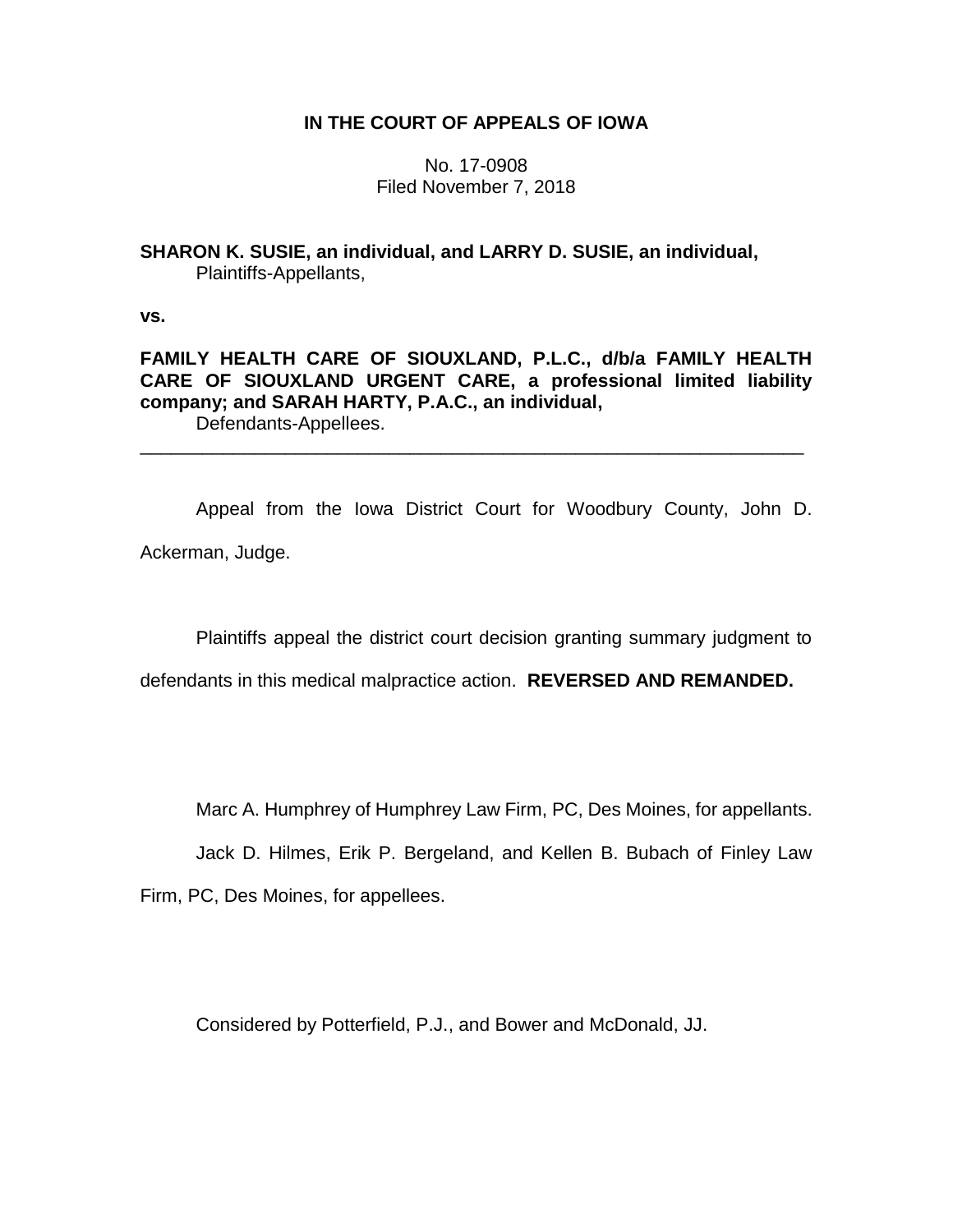**IN THE COURT OF APPEALS OF IOWA**

No. 17-0908
Filed November 7, 2018

**SHARON K. SUSIE, an individual, and LARRY D. SUSIE, an individual,**
Plaintiffs-Appellants,

**vs.**

**FAMILY HEALTH CARE OF SIOUXLAND, P.L.C., d/b/a FAMILY HEALTH CARE OF SIOUXLAND URGENT CARE, a professional limited liability company; and SARAH HARTY, P.A.C., an individual,**
Defendants-Appellees.

---

Appeal from the Iowa District Court for Woodbury County, John D. Ackerman, Judge.

Plaintiffs appeal the district court decision granting summary judgment to defendants in this medical malpractice action. **REVERSED AND REMANDED.**

Marc A. Humphrey of Humphrey Law Firm, PC, Des Moines, for appellants.

Jack D. Hilmes, Erik P. Bergeland, and Kellen B. Bubach of Finley Law Firm, PC, Des Moines, for appellees.

Considered by Potterfield, P.J., and Bower and McDonald, JJ.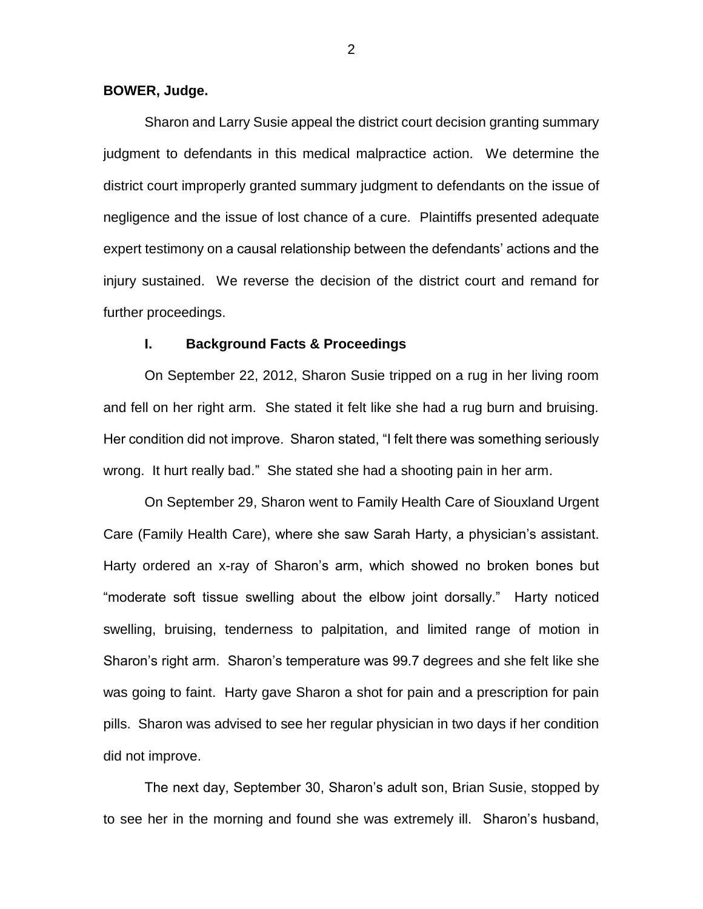**BOWER, Judge.**

Sharon and Larry Susie appeal the district court decision granting summary judgment to defendants in this medical malpractice action. We determine the district court improperly granted summary judgment to defendants on the issue of negligence and the issue of lost chance of a cure. Plaintiffs presented adequate expert testimony on a causal relationship between the defendants' actions and the injury sustained. We reverse the decision of the district court and remand for further proceedings.

## I. Background Facts & Proceedings

On September 22, 2012, Sharon Susie tripped on a rug in her living room and fell on her right arm. She stated it felt like she had a rug burn and bruising. Her condition did not improve. Sharon stated, "I felt there was something seriously wrong. It hurt really bad." She stated she had a shooting pain in her arm.

On September 29, Sharon went to Family Health Care of Siouxland Urgent Care (Family Health Care), where she saw Sarah Harty, a physician's assistant. Harty ordered an x-ray of Sharon's arm, which showed no broken bones but "moderate soft tissue swelling about the elbow joint dorsally." Harty noticed swelling, bruising, tenderness to palpitation, and limited range of motion in Sharon's right arm. Sharon's temperature was 99.7 degrees and she felt like she was going to faint. Harty gave Sharon a shot for pain and a prescription for pain pills. Sharon was advised to see her regular physician in two days if her condition did not improve.

The next day, September 30, Sharon's adult son, Brian Susie, stopped by to see her in the morning and found she was extremely ill. Sharon's husband,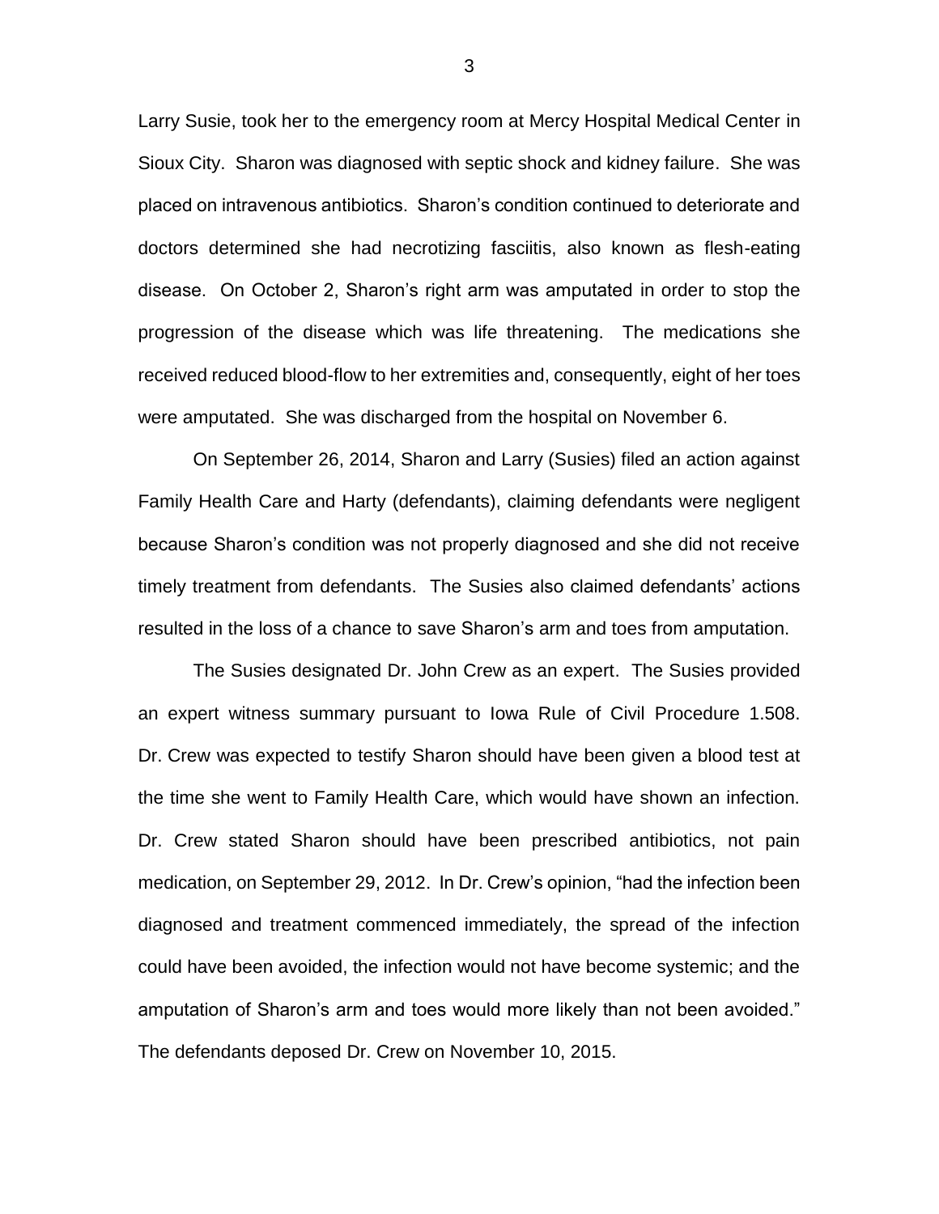Larry Susie, took her to the emergency room at Mercy Hospital Medical Center in Sioux City. Sharon was diagnosed with septic shock and kidney failure. She was placed on intravenous antibiotics. Sharon's condition continued to deteriorate and doctors determined she had necrotizing fasciitis, also known as flesh-eating disease. On October 2, Sharon's right arm was amputated in order to stop the progression of the disease which was life threatening. The medications she received reduced blood-flow to her extremities and, consequently, eight of her toes were amputated. She was discharged from the hospital on November 6.

On September 26, 2014, Sharon and Larry (Susies) filed an action against Family Health Care and Harty (defendants), claiming defendants were negligent because Sharon's condition was not properly diagnosed and she did not receive timely treatment from defendants. The Susies also claimed defendants' actions resulted in the loss of a chance to save Sharon's arm and toes from amputation.

The Susies designated Dr. John Crew as an expert. The Susies provided an expert witness summary pursuant to Iowa Rule of Civil Procedure 1.508. Dr. Crew was expected to testify Sharon should have been given a blood test at the time she went to Family Health Care, which would have shown an infection. Dr. Crew stated Sharon should have been prescribed antibiotics, not pain medication, on September 29, 2012. In Dr. Crew's opinion, "had the infection been diagnosed and treatment commenced immediately, the spread of the infection could have been avoided, the infection would not have become systemic; and the amputation of Sharon's arm and toes would more likely than not been avoided." The defendants deposed Dr. Crew on November 10, 2015.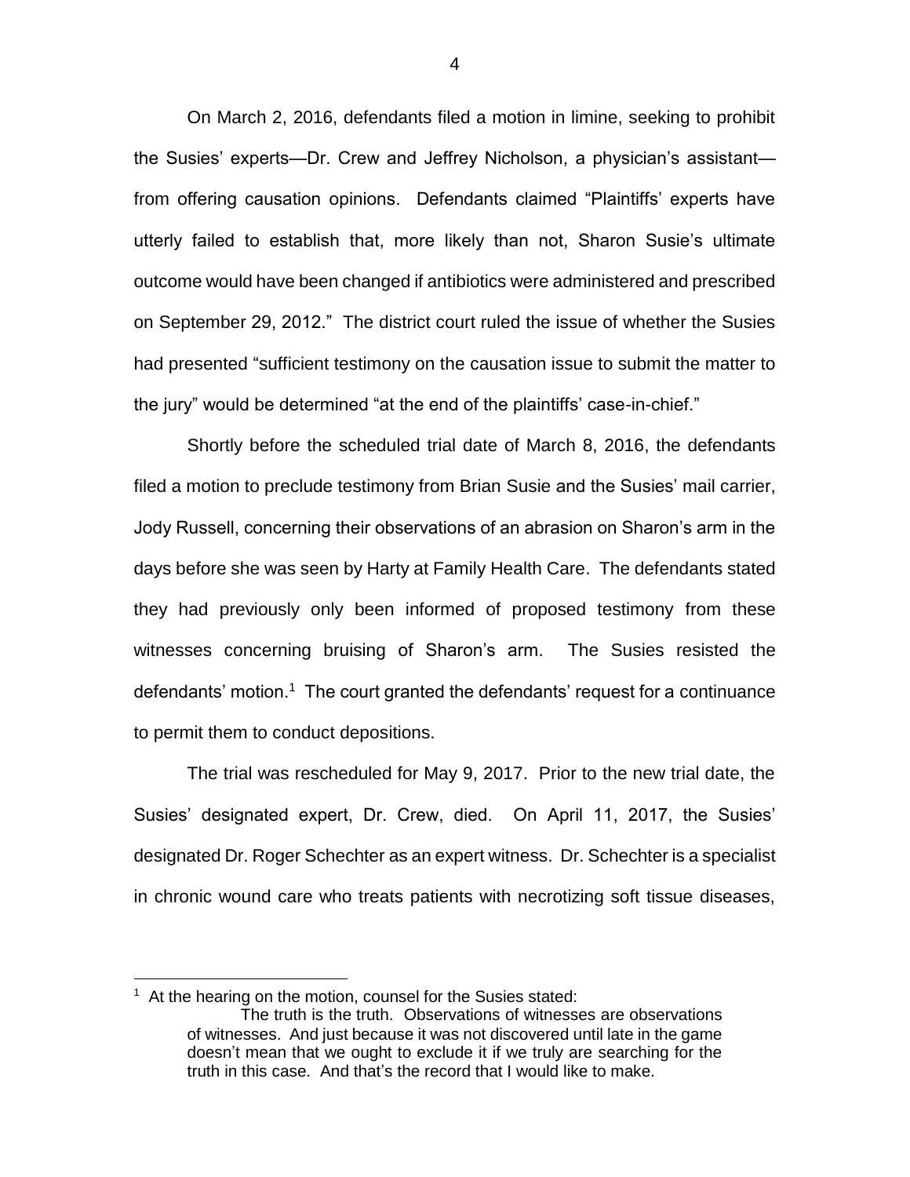On March 2, 2016, defendants filed a motion in limine, seeking to prohibit the Susies' experts—Dr. Crew and Jeffrey Nicholson, a physician's assistant—from offering causation opinions. Defendants claimed "Plaintiffs' experts have utterly failed to establish that, more likely than not, Sharon Susie's ultimate outcome would have been changed if antibiotics were administered and prescribed on September 29, 2012." The district court ruled the issue of whether the Susies had presented "sufficient testimony on the causation issue to submit the matter to the jury" would be determined "at the end of the plaintiffs' case-in-chief."

Shortly before the scheduled trial date of March 8, 2016, the defendants filed a motion to preclude testimony from Brian Susie and the Susies' mail carrier, Jody Russell, concerning their observations of an abrasion on Sharon's arm in the days before she was seen by Harty at Family Health Care. The defendants stated they had previously only been informed of proposed testimony from these witnesses concerning bruising of Sharon's arm. The Susies resisted the defendants' motion.[1] The court granted the defendants' request for a continuance to permit them to conduct depositions.

The trial was rescheduled for May 9, 2017. Prior to the new trial date, the Susies' designated expert, Dr. Crew, died. On April 11, 2017, the Susies' designated Dr. Roger Schechter as an expert witness. Dr. Schechter is a specialist in chronic wound care who treats patients with necrotizing soft tissue diseases,

---

[1] At the hearing on the motion, counsel for the Susies stated:

> The truth is the truth. Observations of witnesses are observations of witnesses. And just because it was not discovered until late in the game doesn't mean that we ought to exclude it if we truly are searching for the truth in this case. And that's the record that I would like to make.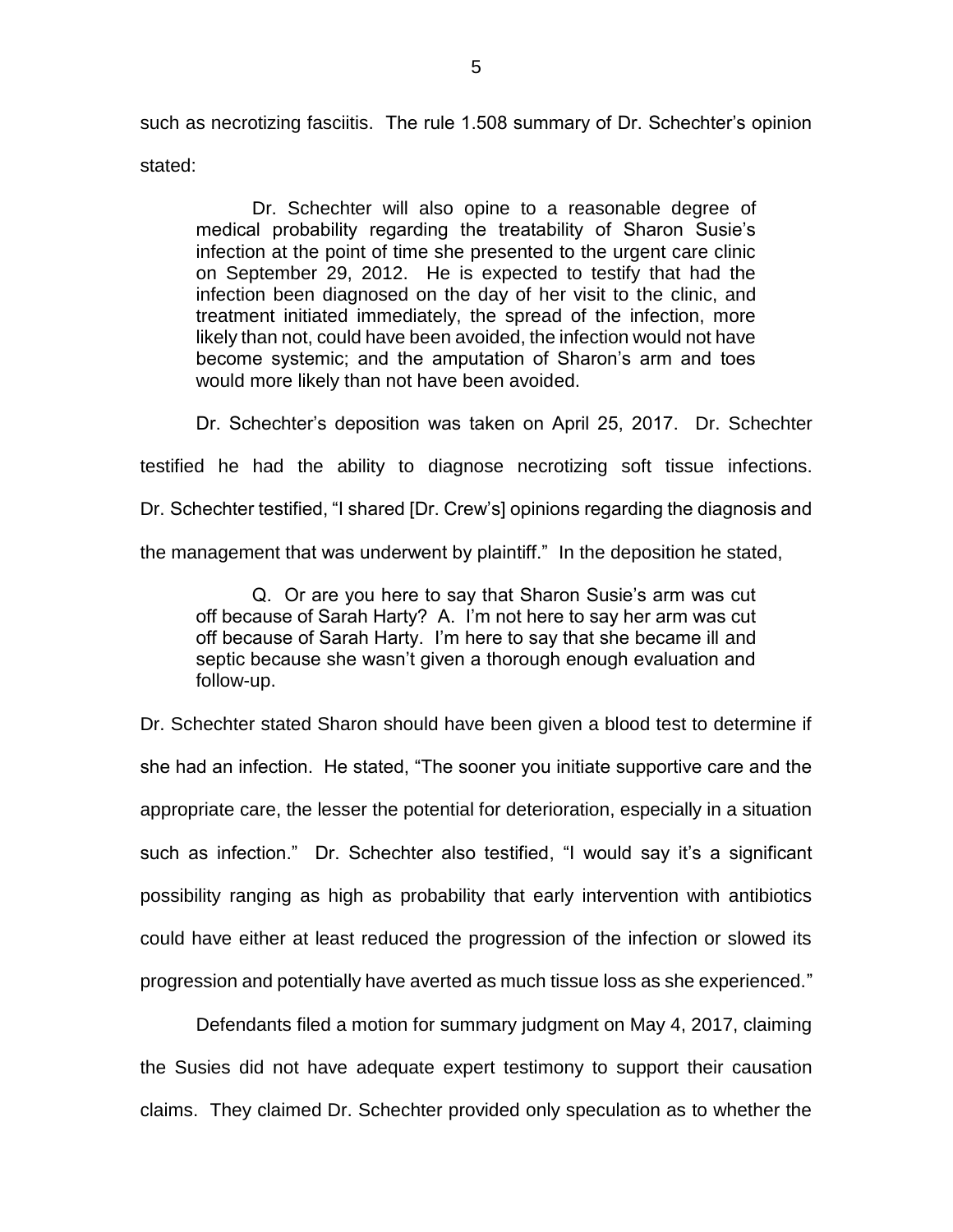such as necrotizing fasciitis. The rule 1.508 summary of Dr. Schechter's opinion stated:

> Dr. Schechter will also opine to a reasonable degree of medical probability regarding the treatability of Sharon Susie's infection at the point of time she presented to the urgent care clinic on September 29, 2012. He is expected to testify that had the infection been diagnosed on the day of her visit to the clinic, and treatment initiated immediately, the spread of the infection, more likely than not, could have been avoided, the infection would not have become systemic; and the amputation of Sharon's arm and toes would more likely than not have been avoided.

Dr. Schechter's deposition was taken on April 25, 2017. Dr. Schechter testified he had the ability to diagnose necrotizing soft tissue infections. Dr. Schechter testified, "I shared [Dr. Crew's] opinions regarding the diagnosis and the management that was underwent by plaintiff." In the deposition he stated,

> Q. Or are you here to say that Sharon Susie's arm was cut off because of Sarah Harty? A. I'm not here to say her arm was cut off because of Sarah Harty. I'm here to say that she became ill and septic because she wasn't given a thorough enough evaluation and follow-up.

Dr. Schechter stated Sharon should have been given a blood test to determine if she had an infection. He stated, "The sooner you initiate supportive care and the appropriate care, the lesser the potential for deterioration, especially in a situation such as infection." Dr. Schechter also testified, "I would say it's a significant possibility ranging as high as probability that early intervention with antibiotics could have either at least reduced the progression of the infection or slowed its progression and potentially have averted as much tissue loss as she experienced."

Defendants filed a motion for summary judgment on May 4, 2017, claiming the Susies did not have adequate expert testimony to support their causation claims. They claimed Dr. Schechter provided only speculation as to whether the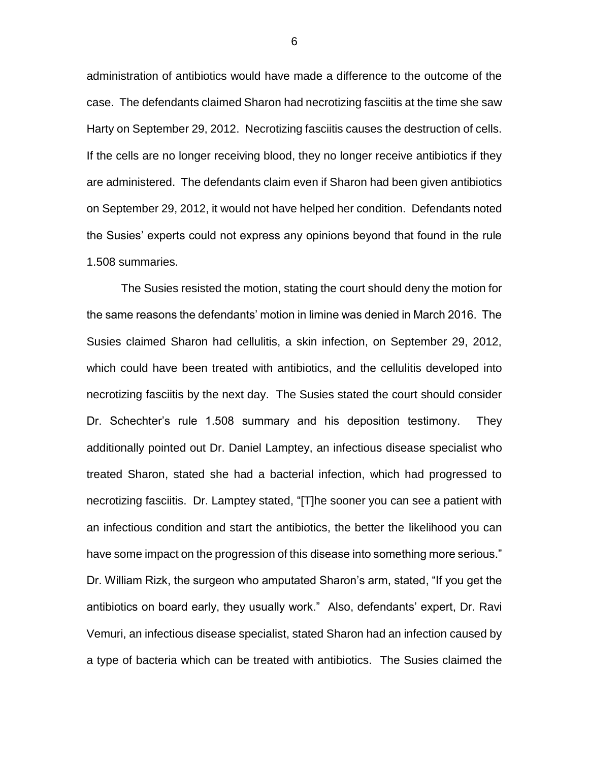administration of antibiotics would have made a difference to the outcome of the case. The defendants claimed Sharon had necrotizing fasciitis at the time she saw Harty on September 29, 2012. Necrotizing fasciitis causes the destruction of cells. If the cells are no longer receiving blood, they no longer receive antibiotics if they are administered. The defendants claim even if Sharon had been given antibiotics on September 29, 2012, it would not have helped her condition. Defendants noted the Susies' experts could not express any opinions beyond that found in the rule 1.508 summaries.

The Susies resisted the motion, stating the court should deny the motion for the same reasons the defendants' motion in limine was denied in March 2016. The Susies claimed Sharon had cellulitis, a skin infection, on September 29, 2012, which could have been treated with antibiotics, and the cellulitis developed into necrotizing fasciitis by the next day. The Susies stated the court should consider Dr. Schechter's rule 1.508 summary and his deposition testimony. They additionally pointed out Dr. Daniel Lamptey, an infectious disease specialist who treated Sharon, stated she had a bacterial infection, which had progressed to necrotizing fasciitis. Dr. Lamptey stated, "[T]he sooner you can see a patient with an infectious condition and start the antibiotics, the better the likelihood you can have some impact on the progression of this disease into something more serious." Dr. William Rizk, the surgeon who amputated Sharon's arm, stated, "If you get the antibiotics on board early, they usually work." Also, defendants' expert, Dr. Ravi Vemuri, an infectious disease specialist, stated Sharon had an infection caused by a type of bacteria which can be treated with antibiotics. The Susies claimed the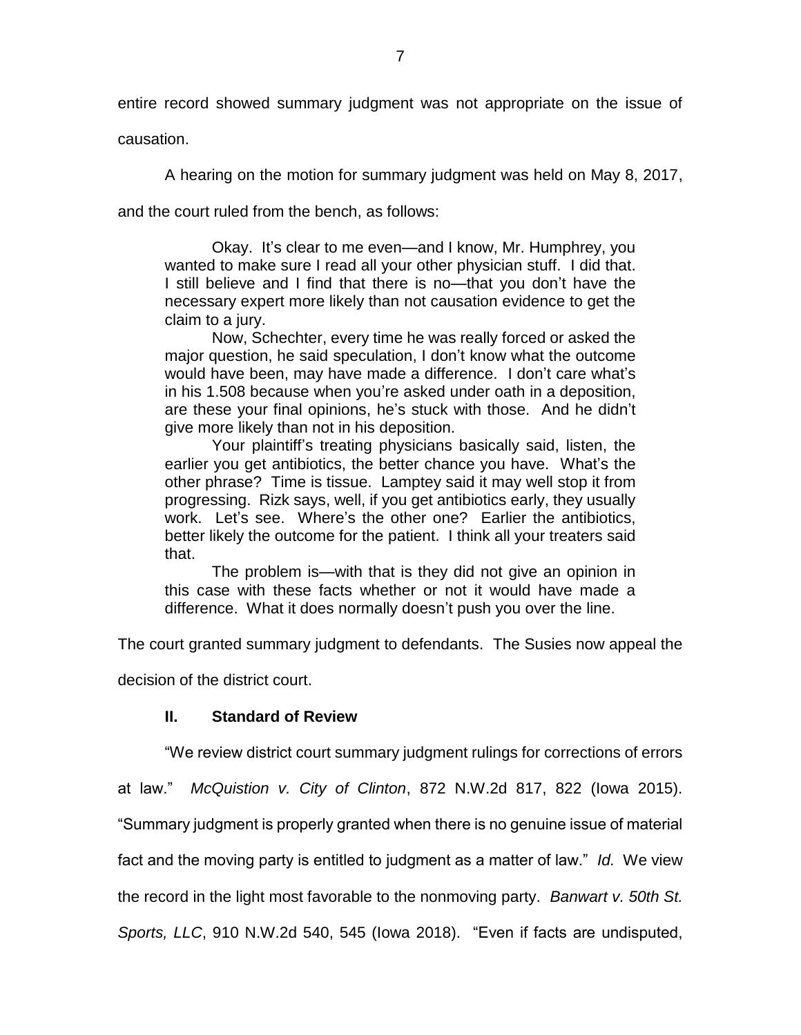entire record showed summary judgment was not appropriate on the issue of causation.

A hearing on the motion for summary judgment was held on May 8, 2017, and the court ruled from the bench, as follows:

> Okay. It's clear to me even—and I know, Mr. Humphrey, you wanted to make sure I read all your other physician stuff. I did that. I still believe and I find that there is no—that you don't have the necessary expert more likely than not causation evidence to get the claim to a jury.
>
> Now, Schechter, every time he was really forced or asked the major question, he said speculation, I don't know what the outcome would have been, may have made a difference. I don't care what's in his 1.508 because when you're asked under oath in a deposition, are these your final opinions, he's stuck with those. And he didn't give more likely than not in his deposition.
>
> Your plaintiff's treating physicians basically said, listen, the earlier you get antibiotics, the better chance you have. What's the other phrase? Time is tissue. Lamptey said it may well stop it from progressing. Rizk says, well, if you get antibiotics early, they usually work. Let's see. Where's the other one? Earlier the antibiotics, better likely the outcome for the patient. I think all your treaters said that.
>
> The problem is—with that is they did not give an opinion in this case with these facts whether or not it would have made a difference. What it does normally doesn't push you over the line.

The court granted summary judgment to defendants. The Susies now appeal the decision of the district court.

## II. Standard of Review

"We review district court summary judgment rulings for corrections of errors at law." *McQuistion v. City of Clinton*, 872 N.W.2d 817, 822 (Iowa 2015). "Summary judgment is properly granted when there is no genuine issue of material fact and the moving party is entitled to judgment as a matter of law." *Id.* We view the record in the light most favorable to the nonmoving party. *Banwart v. 50th St. Sports, LLC*, 910 N.W.2d 540, 545 (Iowa 2018). "Even if facts are undisputed,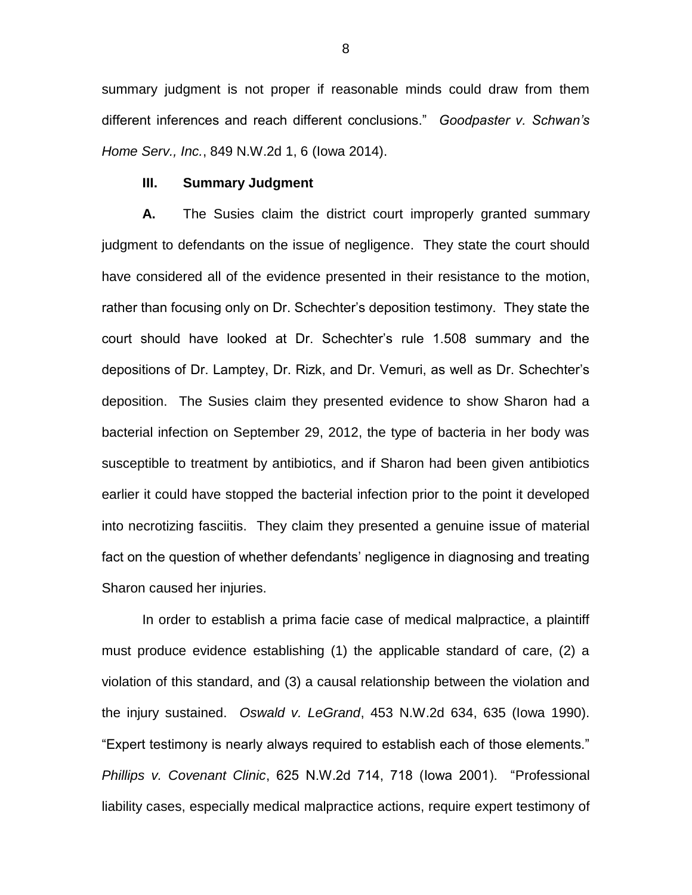summary judgment is not proper if reasonable minds could draw from them different inferences and reach different conclusions." *Goodpaster v. Schwan's Home Serv., Inc.*, 849 N.W.2d 1, 6 (Iowa 2014).

### III. Summary Judgment

**A.** The Susies claim the district court improperly granted summary judgment to defendants on the issue of negligence. They state the court should have considered all of the evidence presented in their resistance to the motion, rather than focusing only on Dr. Schechter's deposition testimony. They state the court should have looked at Dr. Schechter's rule 1.508 summary and the depositions of Dr. Lamptey, Dr. Rizk, and Dr. Vemuri, as well as Dr. Schechter's deposition. The Susies claim they presented evidence to show Sharon had a bacterial infection on September 29, 2012, the type of bacteria in her body was susceptible to treatment by antibiotics, and if Sharon had been given antibiotics earlier it could have stopped the bacterial infection prior to the point it developed into necrotizing fasciitis. They claim they presented a genuine issue of material fact on the question of whether defendants' negligence in diagnosing and treating Sharon caused her injuries.

In order to establish a prima facie case of medical malpractice, a plaintiff must produce evidence establishing (1) the applicable standard of care, (2) a violation of this standard, and (3) a causal relationship between the violation and the injury sustained. *Oswald v. LeGrand*, 453 N.W.2d 634, 635 (Iowa 1990). "Expert testimony is nearly always required to establish each of those elements." *Phillips v. Covenant Clinic*, 625 N.W.2d 714, 718 (Iowa 2001). "Professional liability cases, especially medical malpractice actions, require expert testimony of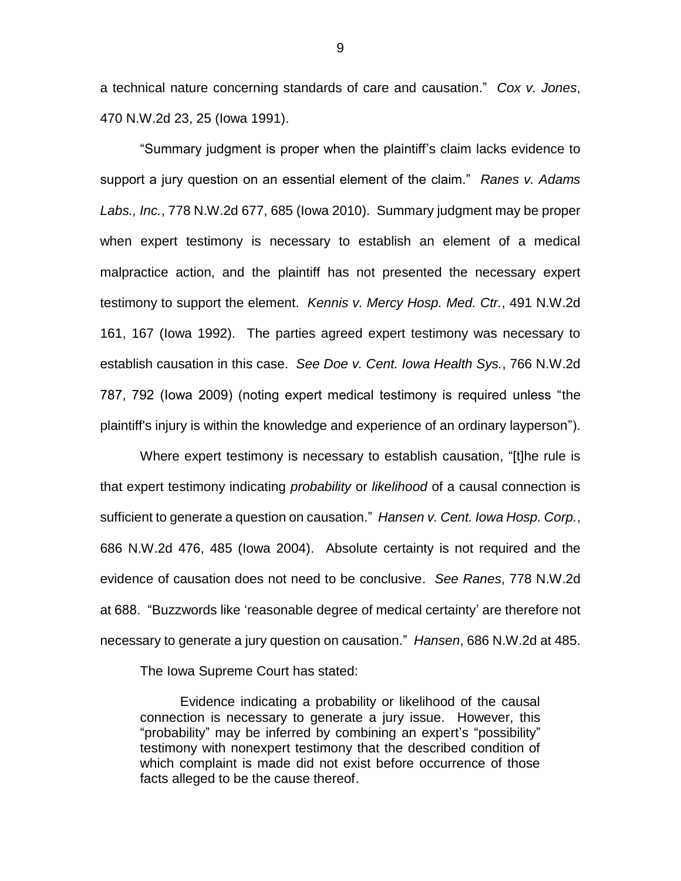a technical nature concerning standards of care and causation." *Cox v. Jones*, 470 N.W.2d 23, 25 (Iowa 1991).

"Summary judgment is proper when the plaintiff's claim lacks evidence to support a jury question on an essential element of the claim." *Ranes v. Adams Labs., Inc.*, 778 N.W.2d 677, 685 (Iowa 2010). Summary judgment may be proper when expert testimony is necessary to establish an element of a medical malpractice action, and the plaintiff has not presented the necessary expert testimony to support the element. *Kennis v. Mercy Hosp. Med. Ctr.*, 491 N.W.2d 161, 167 (Iowa 1992). The parties agreed expert testimony was necessary to establish causation in this case. *See Doe v. Cent. Iowa Health Sys.*, 766 N.W.2d 787, 792 (Iowa 2009) (noting expert medical testimony is required unless "the plaintiff's injury is within the knowledge and experience of an ordinary layperson").

Where expert testimony is necessary to establish causation, "[t]he rule is that expert testimony indicating *probability* or *likelihood* of a causal connection is sufficient to generate a question on causation." *Hansen v. Cent. Iowa Hosp. Corp.*, 686 N.W.2d 476, 485 (Iowa 2004). Absolute certainty is not required and the evidence of causation does not need to be conclusive. *See Ranes*, 778 N.W.2d at 688. "Buzzwords like 'reasonable degree of medical certainty' are therefore not necessary to generate a jury question on causation." *Hansen*, 686 N.W.2d at 485.

The Iowa Supreme Court has stated:

> Evidence indicating a probability or likelihood of the causal connection is necessary to generate a jury issue. However, this "probability" may be inferred by combining an expert's "possibility" testimony with nonexpert testimony that the described condition of which complaint is made did not exist before occurrence of those facts alleged to be the cause thereof.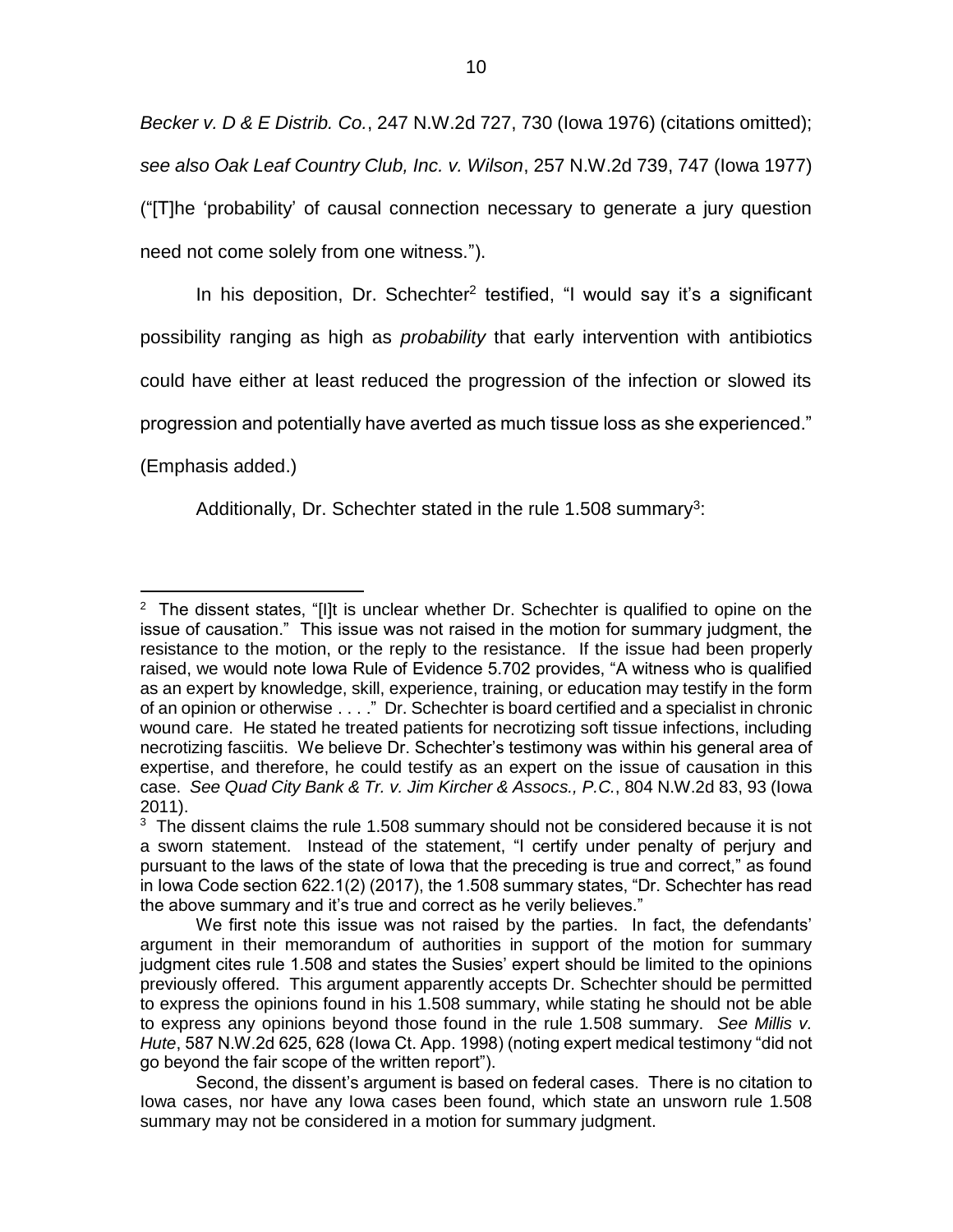*Becker v. D & E Distrib. Co.*, 247 N.W.2d 727, 730 (Iowa 1976) (citations omitted); *see also Oak Leaf Country Club, Inc. v. Wilson*, 257 N.W.2d 739, 747 (Iowa 1977) ("[T]he 'probability' of causal connection necessary to generate a jury question need not come solely from one witness.").

In his deposition, Dr. Schechter[2] testified, "I would say it's a significant possibility ranging as high as *probability* that early intervention with antibiotics could have either at least reduced the progression of the infection or slowed its progression and potentially have averted as much tissue loss as she experienced." (Emphasis added.)

Additionally, Dr. Schechter stated in the rule 1.508 summary[3]:

---

[2] The dissent states, "[I]t is unclear whether Dr. Schechter is qualified to opine on the issue of causation." This issue was not raised in the motion for summary judgment, the resistance to the motion, or the reply to the resistance. If the issue had been properly raised, we would note Iowa Rule of Evidence 5.702 provides, "A witness who is qualified as an expert by knowledge, skill, experience, training, or education may testify in the form of an opinion or otherwise . . . ." Dr. Schechter is board certified and a specialist in chronic wound care. He stated he treated patients for necrotizing soft tissue infections, including necrotizing fasciitis. We believe Dr. Schechter's testimony was within his general area of expertise, and therefore, he could testify as an expert on the issue of causation in this case. *See Quad City Bank & Tr. v. Jim Kircher & Assocs., P.C.*, 804 N.W.2d 83, 93 (Iowa 2011).

[3] The dissent claims the rule 1.508 summary should not be considered because it is not a sworn statement. Instead of the statement, "I certify under penalty of perjury and pursuant to the laws of the state of Iowa that the preceding is true and correct," as found in Iowa Code section 622.1(2) (2017), the 1.508 summary states, "Dr. Schechter has read the above summary and it's true and correct as he verily believes."

We first note this issue was not raised by the parties. In fact, the defendants' argument in their memorandum of authorities in support of the motion for summary judgment cites rule 1.508 and states the Susies' expert should be limited to the opinions previously offered. This argument apparently accepts Dr. Schechter should be permitted to express the opinions found in his 1.508 summary, while stating he should not be able to express any opinions beyond those found in the rule 1.508 summary. *See Millis v. Hute*, 587 N.W.2d 625, 628 (Iowa Ct. App. 1998) (noting expert medical testimony "did not go beyond the fair scope of the written report").

Second, the dissent's argument is based on federal cases. There is no citation to Iowa cases, nor have any Iowa cases been found, which state an unsworn rule 1.508 summary may not be considered in a motion for summary judgment.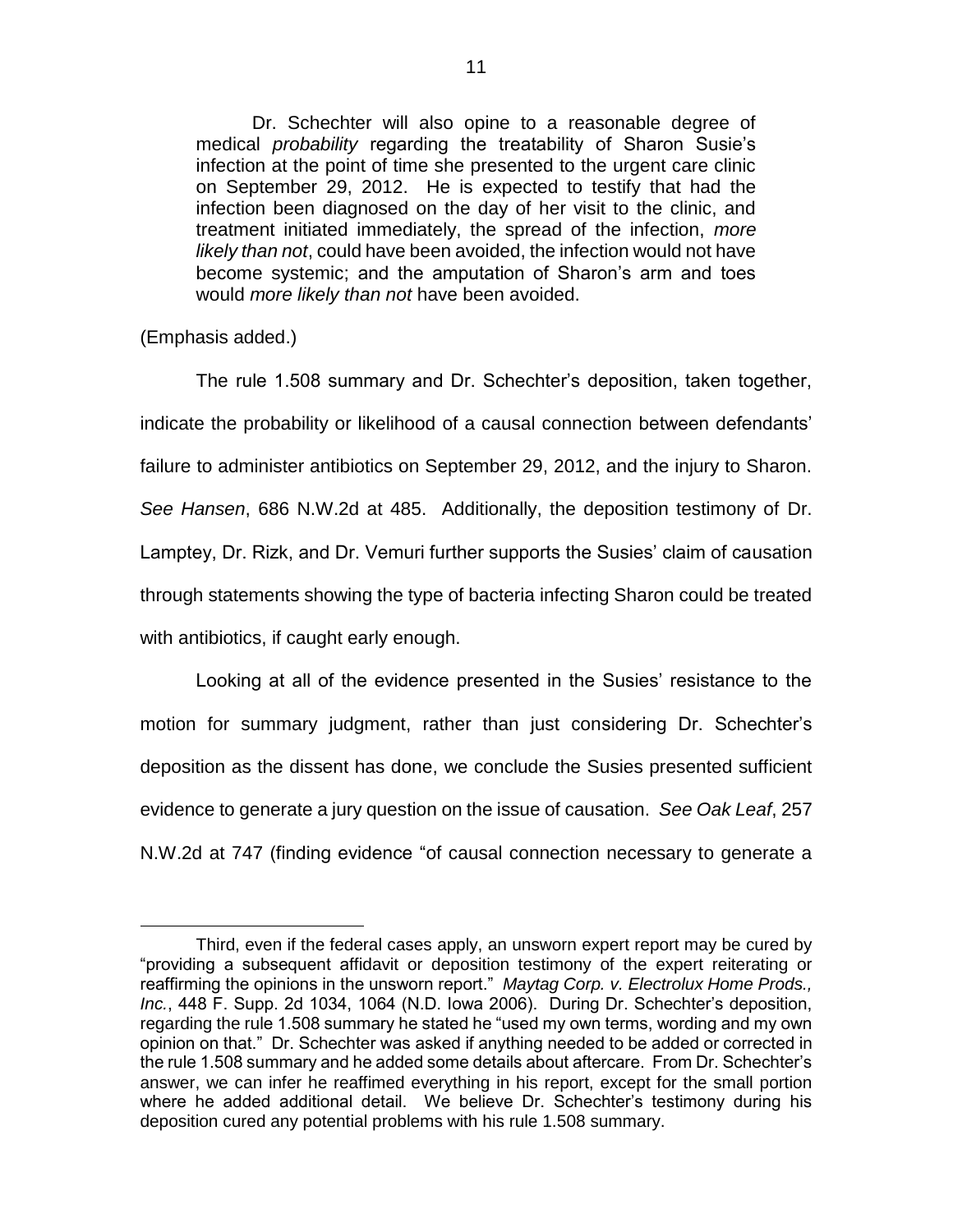> Dr. Schechter will also opine to a reasonable degree of medical *probability* regarding the treatability of Sharon Susie's infection at the point of time she presented to the urgent care clinic on September 29, 2012. He is expected to testify that had the infection been diagnosed on the day of her visit to the clinic, and treatment initiated immediately, the spread of the infection, *more likely than not*, could have been avoided, the infection would not have become systemic; and the amputation of Sharon's arm and toes would *more likely than not* have been avoided.

(Emphasis added.)

The rule 1.508 summary and Dr. Schechter's deposition, taken together, indicate the probability or likelihood of a causal connection between defendants' failure to administer antibiotics on September 29, 2012, and the injury to Sharon. *See Hansen*, 686 N.W.2d at 485. Additionally, the deposition testimony of Dr. Lamptey, Dr. Rizk, and Dr. Vemuri further supports the Susies' claim of causation through statements showing the type of bacteria infecting Sharon could be treated with antibiotics, if caught early enough.

Looking at all of the evidence presented in the Susies' resistance to the motion for summary judgment, rather than just considering Dr. Schechter's deposition as the dissent has done, we conclude the Susies presented sufficient evidence to generate a jury question on the issue of causation. *See Oak Leaf*, 257 N.W.2d at 747 (finding evidence "of causal connection necessary to generate a

---

Third, even if the federal cases apply, an unsworn expert report may be cured by "providing a subsequent affidavit or deposition testimony of the expert reiterating or reaffirming the opinions in the unsworn report." *Maytag Corp. v. Electrolux Home Prods., Inc.*, 448 F. Supp. 2d 1034, 1064 (N.D. Iowa 2006). During Dr. Schechter's deposition, regarding the rule 1.508 summary he stated he "used my own terms, wording and my own opinion on that." Dr. Schechter was asked if anything needed to be added or corrected in the rule 1.508 summary and he added some details about aftercare. From Dr. Schechter's answer, we can infer he reaffimed everything in his report, except for the small portion where he added additional detail. We believe Dr. Schechter's testimony during his deposition cured any potential problems with his rule 1.508 summary.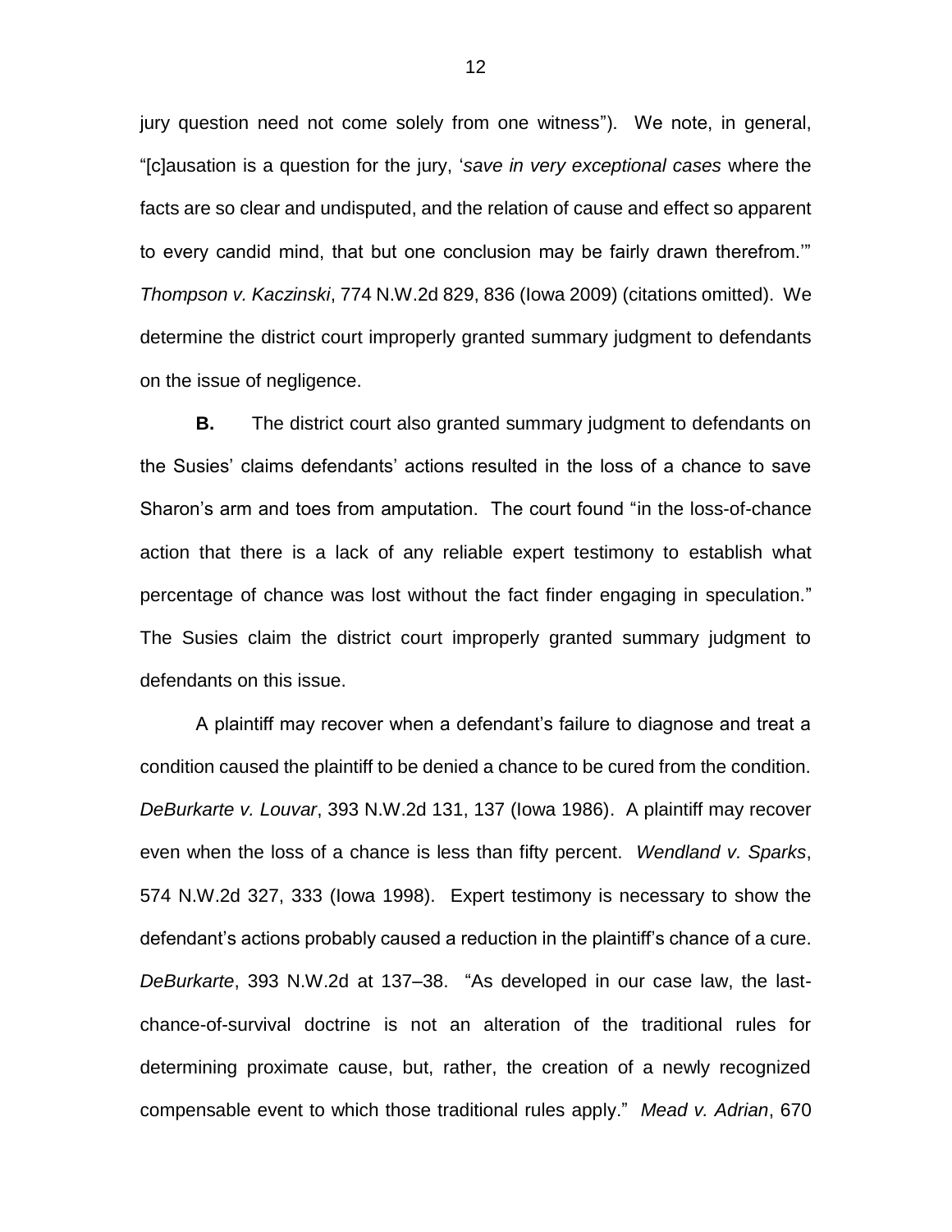jury question need not come solely from one witness"). We note, in general, "[c]ausation is a question for the jury, '*save in very exceptional cases* where the facts are so clear and undisputed, and the relation of cause and effect so apparent to every candid mind, that but one conclusion may be fairly drawn therefrom.'" *Thompson v. Kaczinski*, 774 N.W.2d 829, 836 (Iowa 2009) (citations omitted). We determine the district court improperly granted summary judgment to defendants on the issue of negligence.

**B.** The district court also granted summary judgment to defendants on the Susies' claims defendants' actions resulted in the loss of a chance to save Sharon's arm and toes from amputation. The court found "in the loss-of-chance action that there is a lack of any reliable expert testimony to establish what percentage of chance was lost without the fact finder engaging in speculation." The Susies claim the district court improperly granted summary judgment to defendants on this issue.

A plaintiff may recover when a defendant's failure to diagnose and treat a condition caused the plaintiff to be denied a chance to be cured from the condition. *DeBurkarte v. Louvar*, 393 N.W.2d 131, 137 (Iowa 1986). A plaintiff may recover even when the loss of a chance is less than fifty percent. *Wendland v. Sparks*, 574 N.W.2d 327, 333 (Iowa 1998). Expert testimony is necessary to show the defendant's actions probably caused a reduction in the plaintiff's chance of a cure. *DeBurkarte*, 393 N.W.2d at 137–38. "As developed in our case law, the last-chance-of-survival doctrine is not an alteration of the traditional rules for determining proximate cause, but, rather, the creation of a newly recognized compensable event to which those traditional rules apply." *Mead v. Adrian*, 670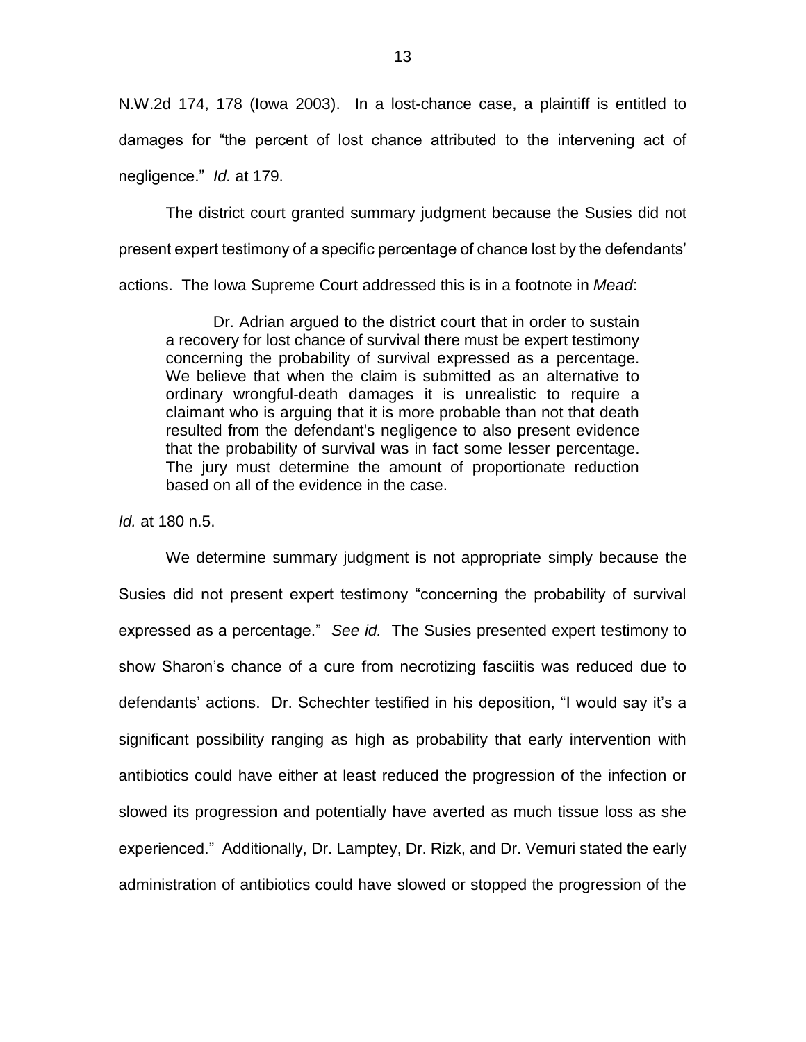N.W.2d 174, 178 (Iowa 2003). In a lost-chance case, a plaintiff is entitled to damages for "the percent of lost chance attributed to the intervening act of negligence." *Id.* at 179.

The district court granted summary judgment because the Susies did not present expert testimony of a specific percentage of chance lost by the defendants' actions. The Iowa Supreme Court addressed this is in a footnote in *Mead*:

> Dr. Adrian argued to the district court that in order to sustain a recovery for lost chance of survival there must be expert testimony concerning the probability of survival expressed as a percentage. We believe that when the claim is submitted as an alternative to ordinary wrongful-death damages it is unrealistic to require a claimant who is arguing that it is more probable than not that death resulted from the defendant's negligence to also present evidence that the probability of survival was in fact some lesser percentage. The jury must determine the amount of proportionate reduction based on all of the evidence in the case.

*Id.* at 180 n.5.

We determine summary judgment is not appropriate simply because the Susies did not present expert testimony "concerning the probability of survival expressed as a percentage." *See id.* The Susies presented expert testimony to show Sharon's chance of a cure from necrotizing fasciitis was reduced due to defendants' actions. Dr. Schechter testified in his deposition, "I would say it's a significant possibility ranging as high as probability that early intervention with antibiotics could have either at least reduced the progression of the infection or slowed its progression and potentially have averted as much tissue loss as she experienced." Additionally, Dr. Lamptey, Dr. Rizk, and Dr. Vemuri stated the early administration of antibiotics could have slowed or stopped the progression of the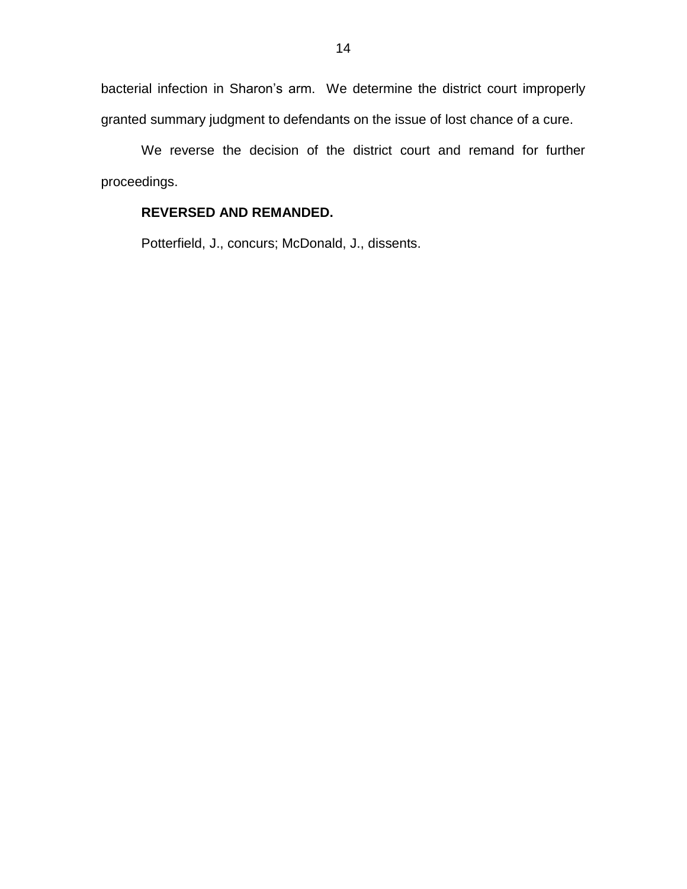bacterial infection in Sharon's arm. We determine the district court improperly granted summary judgment to defendants on the issue of lost chance of a cure.

We reverse the decision of the district court and remand for further proceedings.

**REVERSED AND REMANDED.**

Potterfield, J., concurs; McDonald, J., dissents.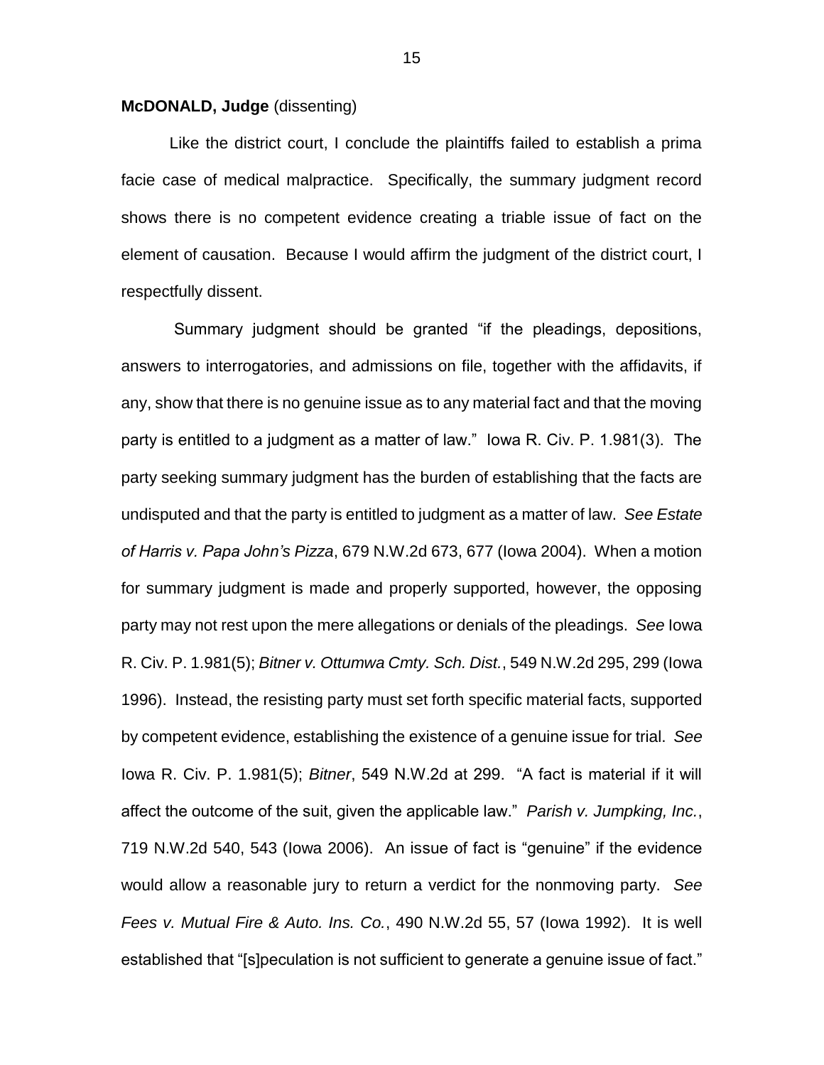**McDONALD, Judge** (dissenting)

Like the district court, I conclude the plaintiffs failed to establish a prima facie case of medical malpractice. Specifically, the summary judgment record shows there is no competent evidence creating a triable issue of fact on the element of causation. Because I would affirm the judgment of the district court, I respectfully dissent.

Summary judgment should be granted "if the pleadings, depositions, answers to interrogatories, and admissions on file, together with the affidavits, if any, show that there is no genuine issue as to any material fact and that the moving party is entitled to a judgment as a matter of law." Iowa R. Civ. P. 1.981(3). The party seeking summary judgment has the burden of establishing that the facts are undisputed and that the party is entitled to judgment as a matter of law. *See Estate of Harris v. Papa John's Pizza*, 679 N.W.2d 673, 677 (Iowa 2004). When a motion for summary judgment is made and properly supported, however, the opposing party may not rest upon the mere allegations or denials of the pleadings. *See* Iowa R. Civ. P. 1.981(5); *Bitner v. Ottumwa Cmty. Sch. Dist.*, 549 N.W.2d 295, 299 (Iowa 1996). Instead, the resisting party must set forth specific material facts, supported by competent evidence, establishing the existence of a genuine issue for trial. *See* Iowa R. Civ. P. 1.981(5); *Bitner*, 549 N.W.2d at 299. "A fact is material if it will affect the outcome of the suit, given the applicable law." *Parish v. Jumpking, Inc.*, 719 N.W.2d 540, 543 (Iowa 2006). An issue of fact is "genuine" if the evidence would allow a reasonable jury to return a verdict for the nonmoving party. *See Fees v. Mutual Fire & Auto. Ins. Co.*, 490 N.W.2d 55, 57 (Iowa 1992). It is well established that "[s]peculation is not sufficient to generate a genuine issue of fact."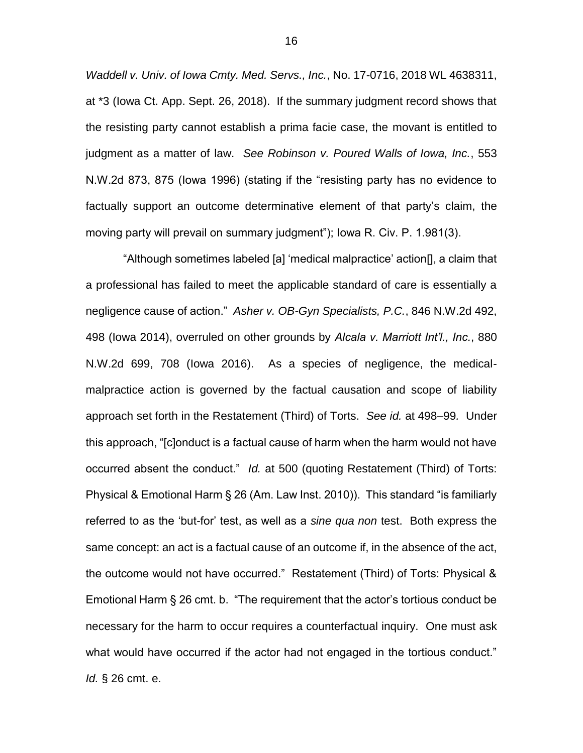*Waddell v. Univ. of Iowa Cmty. Med. Servs., Inc.*, No. 17-0716, 2018 WL 4638311, at *3 (Iowa Ct. App. Sept. 26, 2018). If the summary judgment record shows that the resisting party cannot establish a prima facie case, the movant is entitled to judgment as a matter of law. *See Robinson v. Poured Walls of Iowa, Inc.*, 553 N.W.2d 873, 875 (Iowa 1996) (stating if the "resisting party has no evidence to factually support an outcome determinative element of that party's claim, the moving party will prevail on summary judgment"); Iowa R. Civ. P. 1.981(3).

"Although sometimes labeled [a] 'medical malpractice' action[], a claim that a professional has failed to meet the applicable standard of care is essentially a negligence cause of action." *Asher v. OB-Gyn Specialists, P.C.*, 846 N.W.2d 492, 498 (Iowa 2014), overruled on other grounds by *Alcala v. Marriott Int'l., Inc.*, 880 N.W.2d 699, 708 (Iowa 2016). As a species of negligence, the medical-malpractice action is governed by the factual causation and scope of liability approach set forth in the Restatement (Third) of Torts. *See id.* at 498–99. Under this approach, "[c]onduct is a factual cause of harm when the harm would not have occurred absent the conduct." *Id.* at 500 (quoting Restatement (Third) of Torts: Physical & Emotional Harm § 26 (Am. Law Inst. 2010)). This standard "is familiarly referred to as the 'but-for' test, as well as a *sine qua non* test. Both express the same concept: an act is a factual cause of an outcome if, in the absence of the act, the outcome would not have occurred." Restatement (Third) of Torts: Physical & Emotional Harm § 26 cmt. b. "The requirement that the actor's tortious conduct be necessary for the harm to occur requires a counterfactual inquiry. One must ask what would have occurred if the actor had not engaged in the tortious conduct." *Id.* § 26 cmt. e.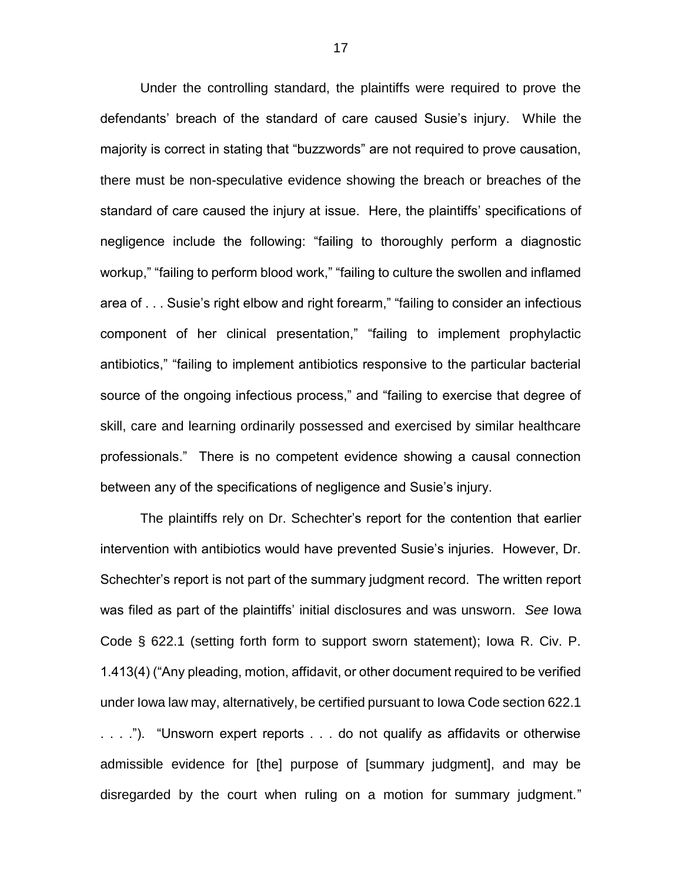Under the controlling standard, the plaintiffs were required to prove the defendants' breach of the standard of care caused Susie's injury. While the majority is correct in stating that "buzzwords" are not required to prove causation, there must be non-speculative evidence showing the breach or breaches of the standard of care caused the injury at issue. Here, the plaintiffs' specifications of negligence include the following: "failing to thoroughly perform a diagnostic workup," "failing to perform blood work," "failing to culture the swollen and inflamed area of . . . Susie's right elbow and right forearm," "failing to consider an infectious component of her clinical presentation," "failing to implement prophylactic antibiotics," "failing to implement antibiotics responsive to the particular bacterial source of the ongoing infectious process," and "failing to exercise that degree of skill, care and learning ordinarily possessed and exercised by similar healthcare professionals." There is no competent evidence showing a causal connection between any of the specifications of negligence and Susie's injury.

The plaintiffs rely on Dr. Schechter's report for the contention that earlier intervention with antibiotics would have prevented Susie's injuries. However, Dr. Schechter's report is not part of the summary judgment record. The written report was filed as part of the plaintiffs' initial disclosures and was unsworn. *See* Iowa Code § 622.1 (setting forth form to support sworn statement); Iowa R. Civ. P. 1.413(4) ("Any pleading, motion, affidavit, or other document required to be verified under Iowa law may, alternatively, be certified pursuant to Iowa Code section 622.1 . . . ."). "Unsworn expert reports . . . do not qualify as affidavits or otherwise admissible evidence for [the] purpose of [summary judgment], and may be disregarded by the court when ruling on a motion for summary judgment."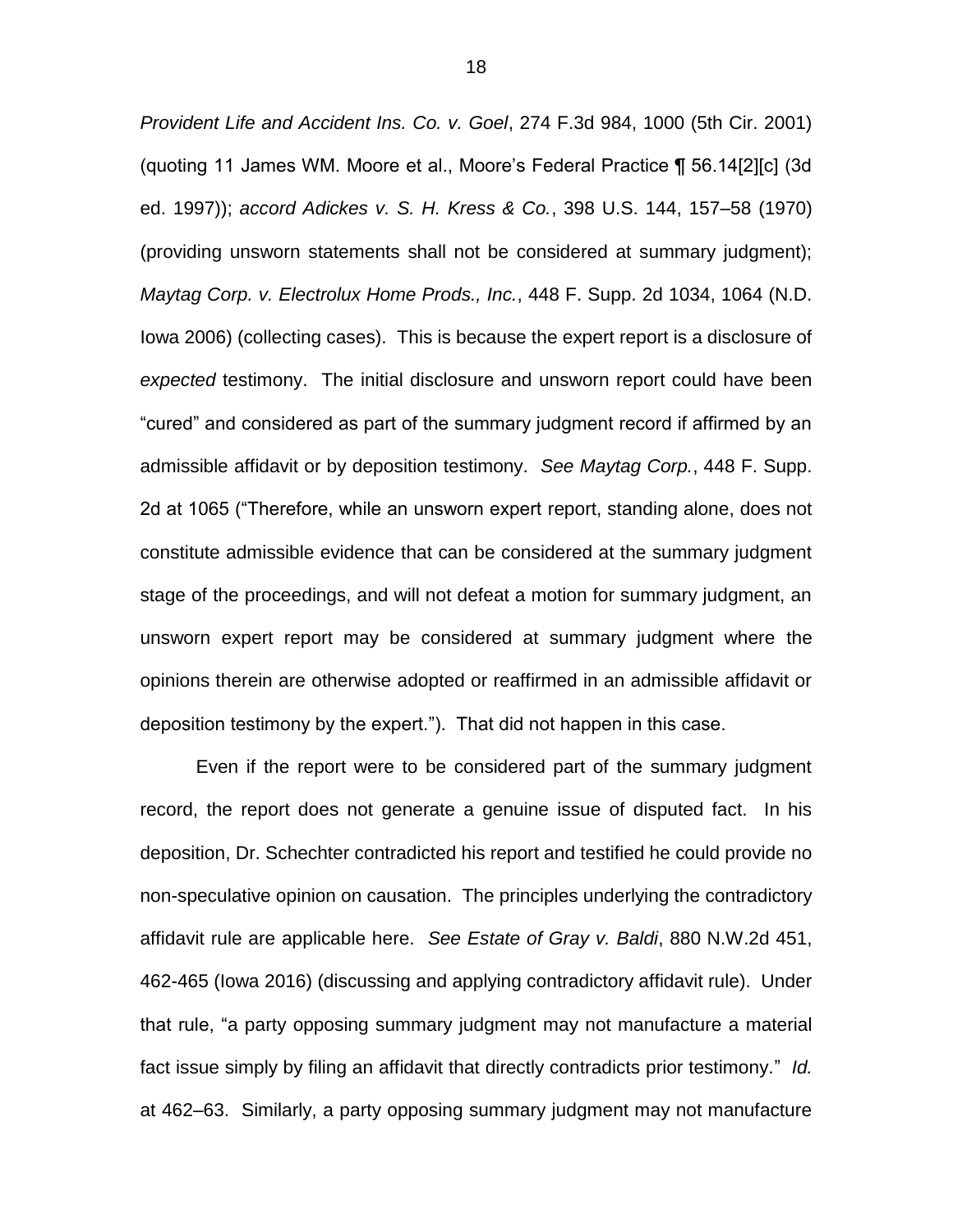*Provident Life and Accident Ins. Co. v. Goel*, 274 F.3d 984, 1000 (5th Cir. 2001) (quoting 11 James WM. Moore et al., Moore's Federal Practice ¶ 56.14[2][c] (3d ed. 1997)); *accord Adickes v. S. H. Kress & Co.*, 398 U.S. 144, 157–58 (1970) (providing unsworn statements shall not be considered at summary judgment); *Maytag Corp. v. Electrolux Home Prods., Inc.*, 448 F. Supp. 2d 1034, 1064 (N.D. Iowa 2006) (collecting cases). This is because the expert report is a disclosure of *expected* testimony. The initial disclosure and unsworn report could have been "cured" and considered as part of the summary judgment record if affirmed by an admissible affidavit or by deposition testimony. *See Maytag Corp.*, 448 F. Supp. 2d at 1065 ("Therefore, while an unsworn expert report, standing alone, does not constitute admissible evidence that can be considered at the summary judgment stage of the proceedings, and will not defeat a motion for summary judgment, an unsworn expert report may be considered at summary judgment where the opinions therein are otherwise adopted or reaffirmed in an admissible affidavit or deposition testimony by the expert."). That did not happen in this case.

Even if the report were to be considered part of the summary judgment record, the report does not generate a genuine issue of disputed fact. In his deposition, Dr. Schechter contradicted his report and testified he could provide no non-speculative opinion on causation. The principles underlying the contradictory affidavit rule are applicable here. *See Estate of Gray v. Baldi*, 880 N.W.2d 451, 462-465 (Iowa 2016) (discussing and applying contradictory affidavit rule). Under that rule, "a party opposing summary judgment may not manufacture a material fact issue simply by filing an affidavit that directly contradicts prior testimony." *Id.* at 462–63. Similarly, a party opposing summary judgment may not manufacture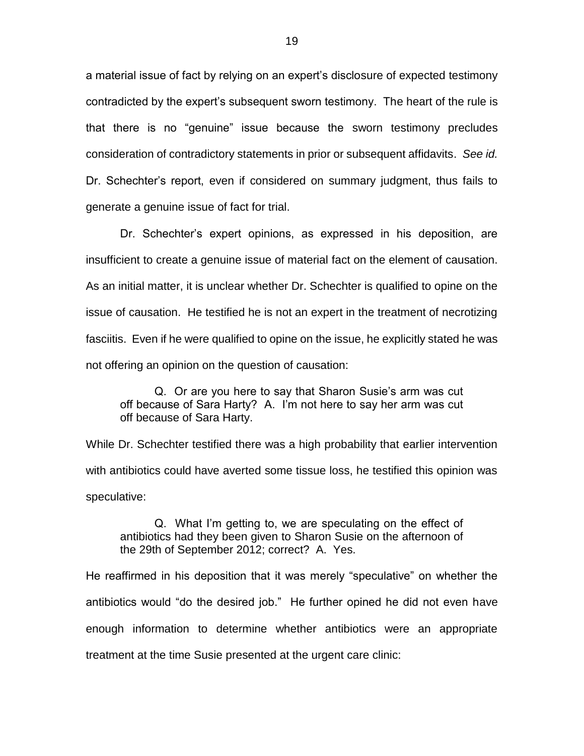a material issue of fact by relying on an expert's disclosure of expected testimony contradicted by the expert's subsequent sworn testimony. The heart of the rule is that there is no "genuine" issue because the sworn testimony precludes consideration of contradictory statements in prior or subsequent affidavits. *See id.* Dr. Schechter's report, even if considered on summary judgment, thus fails to generate a genuine issue of fact for trial.

Dr. Schechter's expert opinions, as expressed in his deposition, are insufficient to create a genuine issue of material fact on the element of causation. As an initial matter, it is unclear whether Dr. Schechter is qualified to opine on the issue of causation. He testified he is not an expert in the treatment of necrotizing fasciitis. Even if he were qualified to opine on the issue, he explicitly stated he was not offering an opinion on the question of causation:

> Q. Or are you here to say that Sharon Susie's arm was cut off because of Sara Harty? A. I'm not here to say her arm was cut off because of Sara Harty.

While Dr. Schechter testified there was a high probability that earlier intervention with antibiotics could have averted some tissue loss, he testified this opinion was speculative:

> Q. What I'm getting to, we are speculating on the effect of antibiotics had they been given to Sharon Susie on the afternoon of the 29th of September 2012; correct? A. Yes.

He reaffirmed in his deposition that it was merely "speculative" on whether the antibiotics would "do the desired job." He further opined he did not even have enough information to determine whether antibiotics were an appropriate treatment at the time Susie presented at the urgent care clinic: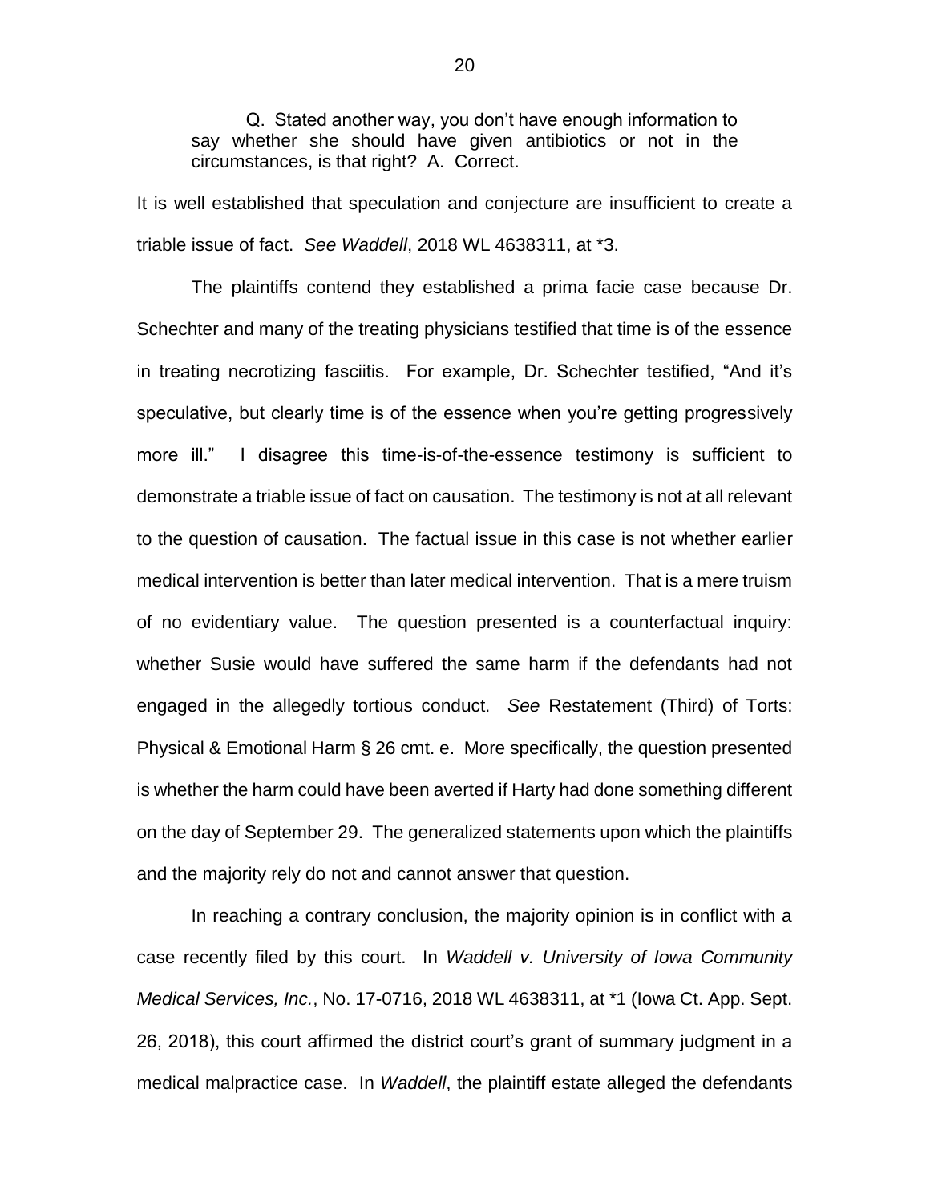> Q. Stated another way, you don't have enough information to say whether she should have given antibiotics or not in the circumstances, is that right? A. Correct.

It is well established that speculation and conjecture are insufficient to create a triable issue of fact. *See Waddell*, 2018 WL 4638311, at *3.

The plaintiffs contend they established a prima facie case because Dr. Schechter and many of the treating physicians testified that time is of the essence in treating necrotizing fasciitis. For example, Dr. Schechter testified, "And it's speculative, but clearly time is of the essence when you're getting progressively more ill." I disagree this time-is-of-the-essence testimony is sufficient to demonstrate a triable issue of fact on causation. The testimony is not at all relevant to the question of causation. The factual issue in this case is not whether earlier medical intervention is better than later medical intervention. That is a mere truism of no evidentiary value. The question presented is a counterfactual inquiry: whether Susie would have suffered the same harm if the defendants had not engaged in the allegedly tortious conduct. *See* Restatement (Third) of Torts: Physical & Emotional Harm § 26 cmt. e. More specifically, the question presented is whether the harm could have been averted if Harty had done something different on the day of September 29. The generalized statements upon which the plaintiffs and the majority rely do not and cannot answer that question.

In reaching a contrary conclusion, the majority opinion is in conflict with a case recently filed by this court. In *Waddell v. University of Iowa Community Medical Services, Inc.*, No. 17-0716, 2018 WL 4638311, at *1 (Iowa Ct. App. Sept. 26, 2018), this court affirmed the district court's grant of summary judgment in a medical malpractice case. In *Waddell*, the plaintiff estate alleged the defendants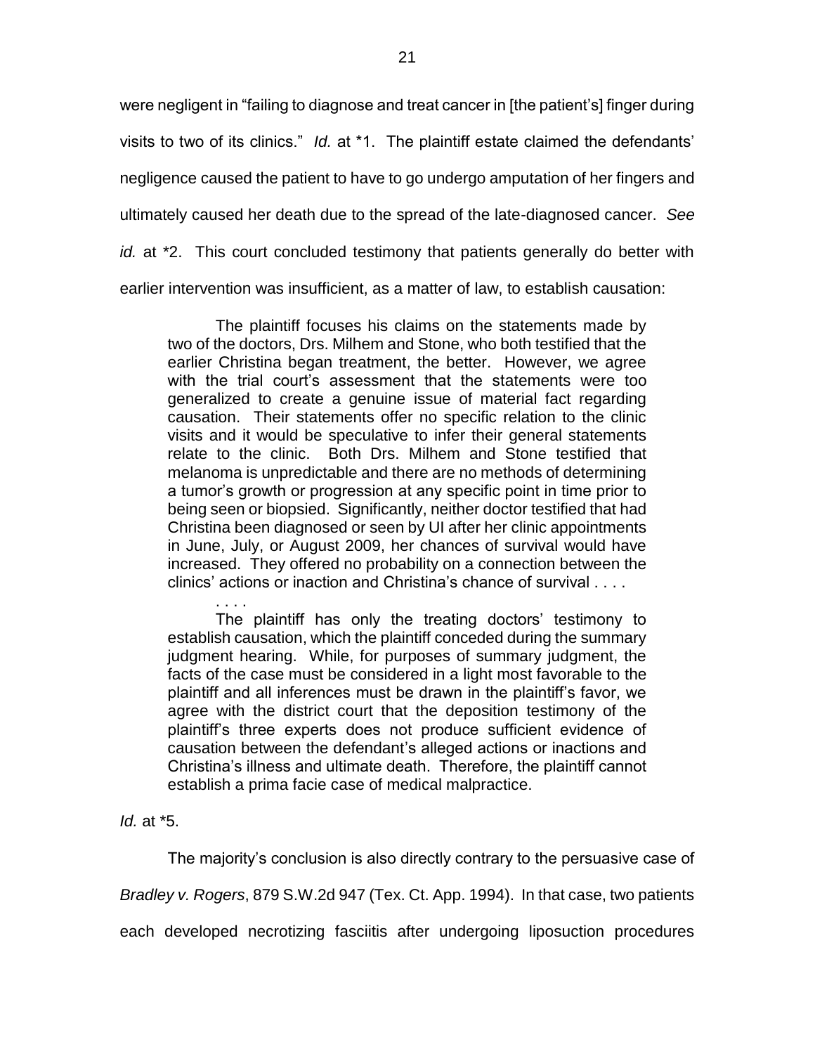were negligent in "failing to diagnose and treat cancer in [the patient's] finger during visits to two of its clinics." *Id.* at *1. The plaintiff estate claimed the defendants' negligence caused the patient to have to go undergo amputation of her fingers and ultimately caused her death due to the spread of the late-diagnosed cancer. *See id.* at *2. This court concluded testimony that patients generally do better with earlier intervention was insufficient, as a matter of law, to establish causation:

> The plaintiff focuses his claims on the statements made by two of the doctors, Drs. Milhem and Stone, who both testified that the earlier Christina began treatment, the better. However, we agree with the trial court's assessment that the statements were too generalized to create a genuine issue of material fact regarding causation. Their statements offer no specific relation to the clinic visits and it would be speculative to infer their general statements relate to the clinic. Both Drs. Milhem and Stone testified that melanoma is unpredictable and there are no methods of determining a tumor's growth or progression at any specific point in time prior to being seen or biopsied. Significantly, neither doctor testified that had Christina been diagnosed or seen by UI after her clinic appointments in June, July, or August 2009, her chances of survival would have increased. They offered no probability on a connection between the clinics' actions or inaction and Christina's chance of survival . . . .
>
> . . . .
>
> The plaintiff has only the treating doctors' testimony to establish causation, which the plaintiff conceded during the summary judgment hearing. While, for purposes of summary judgment, the facts of the case must be considered in a light most favorable to the plaintiff and all inferences must be drawn in the plaintiff's favor, we agree with the district court that the deposition testimony of the plaintiff's three experts does not produce sufficient evidence of causation between the defendant's alleged actions or inactions and Christina's illness and ultimate death. Therefore, the plaintiff cannot establish a prima facie case of medical malpractice.

*Id.* at *5.

The majority's conclusion is also directly contrary to the persuasive case of *Bradley v. Rogers*, 879 S.W.2d 947 (Tex. Ct. App. 1994). In that case, two patients each developed necrotizing fasciitis after undergoing liposuction procedures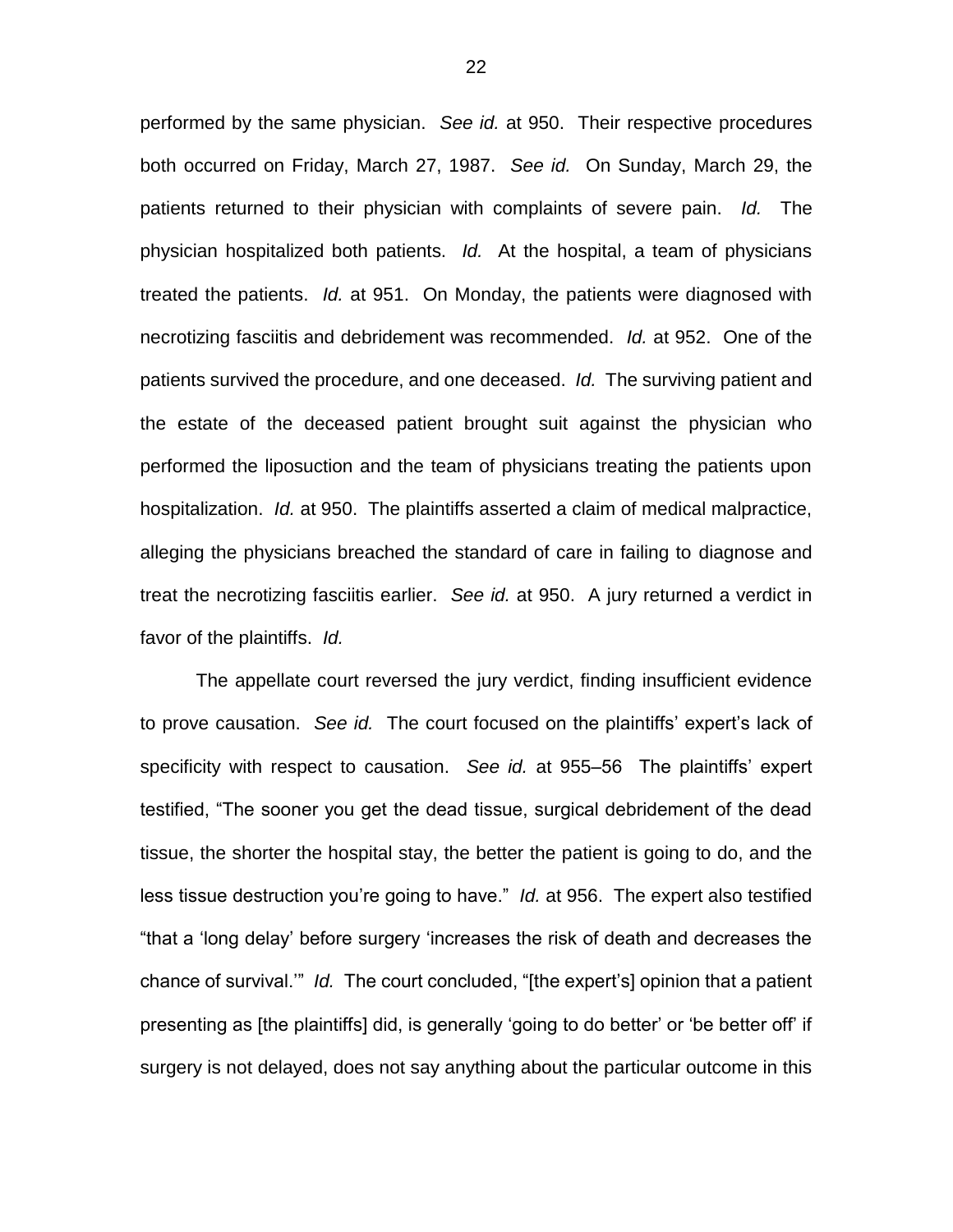performed by the same physician. *See id.* at 950. Their respective procedures both occurred on Friday, March 27, 1987. *See id.* On Sunday, March 29, the patients returned to their physician with complaints of severe pain. *Id.* The physician hospitalized both patients. *Id.* At the hospital, a team of physicians treated the patients. *Id.* at 951. On Monday, the patients were diagnosed with necrotizing fasciitis and debridement was recommended. *Id.* at 952. One of the patients survived the procedure, and one deceased. *Id.* The surviving patient and the estate of the deceased patient brought suit against the physician who performed the liposuction and the team of physicians treating the patients upon hospitalization. *Id.* at 950. The plaintiffs asserted a claim of medical malpractice, alleging the physicians breached the standard of care in failing to diagnose and treat the necrotizing fasciitis earlier. *See id.* at 950. A jury returned a verdict in favor of the plaintiffs. *Id.*

The appellate court reversed the jury verdict, finding insufficient evidence to prove causation. *See id.* The court focused on the plaintiffs' expert's lack of specificity with respect to causation. *See id.* at 955–56 The plaintiffs' expert testified, "The sooner you get the dead tissue, surgical debridement of the dead tissue, the shorter the hospital stay, the better the patient is going to do, and the less tissue destruction you're going to have." *Id.* at 956. The expert also testified "that a 'long delay' before surgery 'increases the risk of death and decreases the chance of survival.'" *Id.* The court concluded, "[the expert's] opinion that a patient presenting as [the plaintiffs] did, is generally 'going to do better' or 'be better off' if surgery is not delayed, does not say anything about the particular outcome in this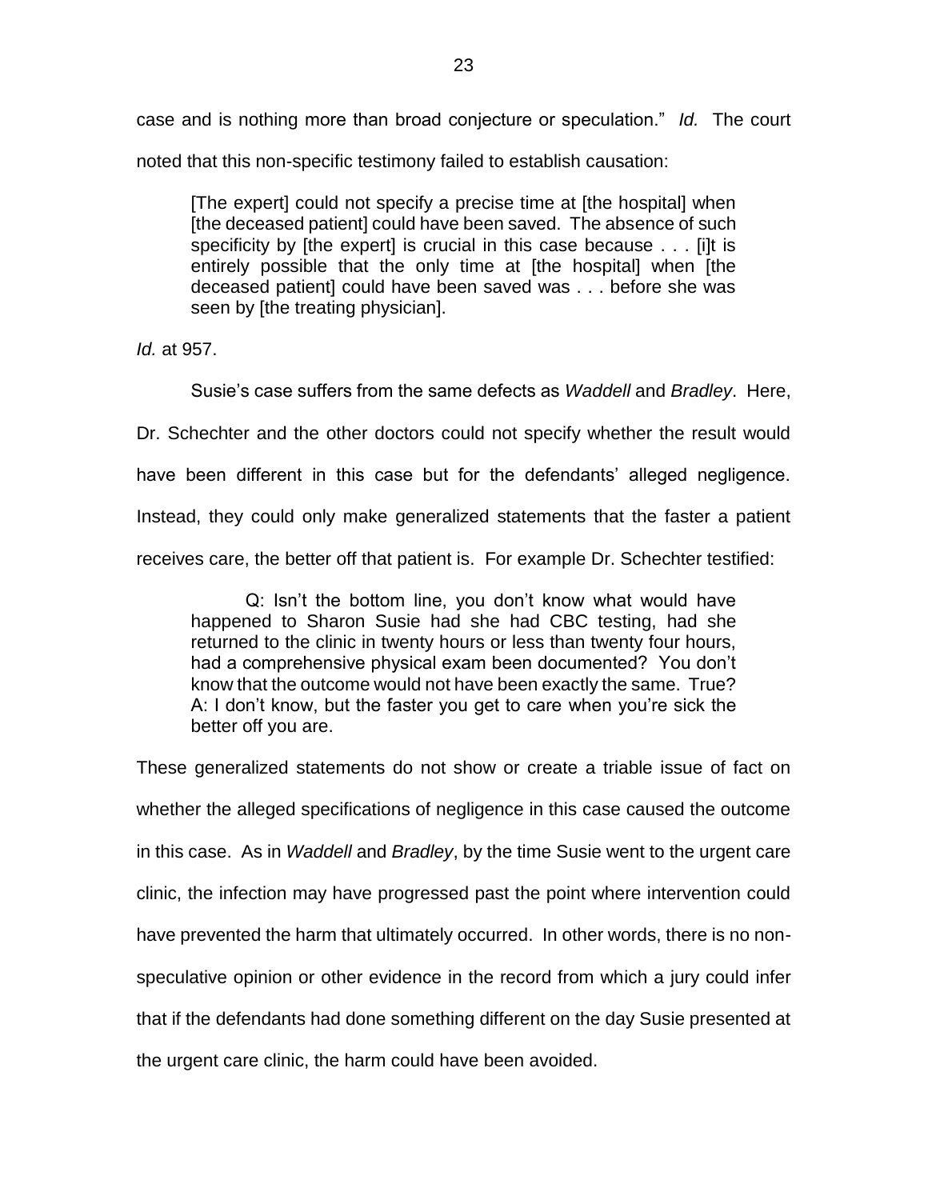case and is nothing more than broad conjecture or speculation." *Id.* The court noted that this non-specific testimony failed to establish causation:

> [The expert] could not specify a precise time at [the hospital] when [the deceased patient] could have been saved. The absence of such specificity by [the expert] is crucial in this case because . . . [i]t is entirely possible that the only time at [the hospital] when [the deceased patient] could have been saved was . . . before she was seen by [the treating physician].

*Id.* at 957.

Susie's case suffers from the same defects as *Waddell* and *Bradley*. Here, Dr. Schechter and the other doctors could not specify whether the result would have been different in this case but for the defendants' alleged negligence. Instead, they could only make generalized statements that the faster a patient receives care, the better off that patient is. For example Dr. Schechter testified:

> Q: Isn't the bottom line, you don't know what would have happened to Sharon Susie had she had CBC testing, had she returned to the clinic in twenty hours or less than twenty four hours, had a comprehensive physical exam been documented? You don't know that the outcome would not have been exactly the same. True?
> A: I don't know, but the faster you get to care when you're sick the better off you are.

These generalized statements do not show or create a triable issue of fact on whether the alleged specifications of negligence in this case caused the outcome in this case. As in *Waddell* and *Bradley*, by the time Susie went to the urgent care clinic, the infection may have progressed past the point where intervention could have prevented the harm that ultimately occurred. In other words, there is no non-speculative opinion or other evidence in the record from which a jury could infer that if the defendants had done something different on the day Susie presented at the urgent care clinic, the harm could have been avoided.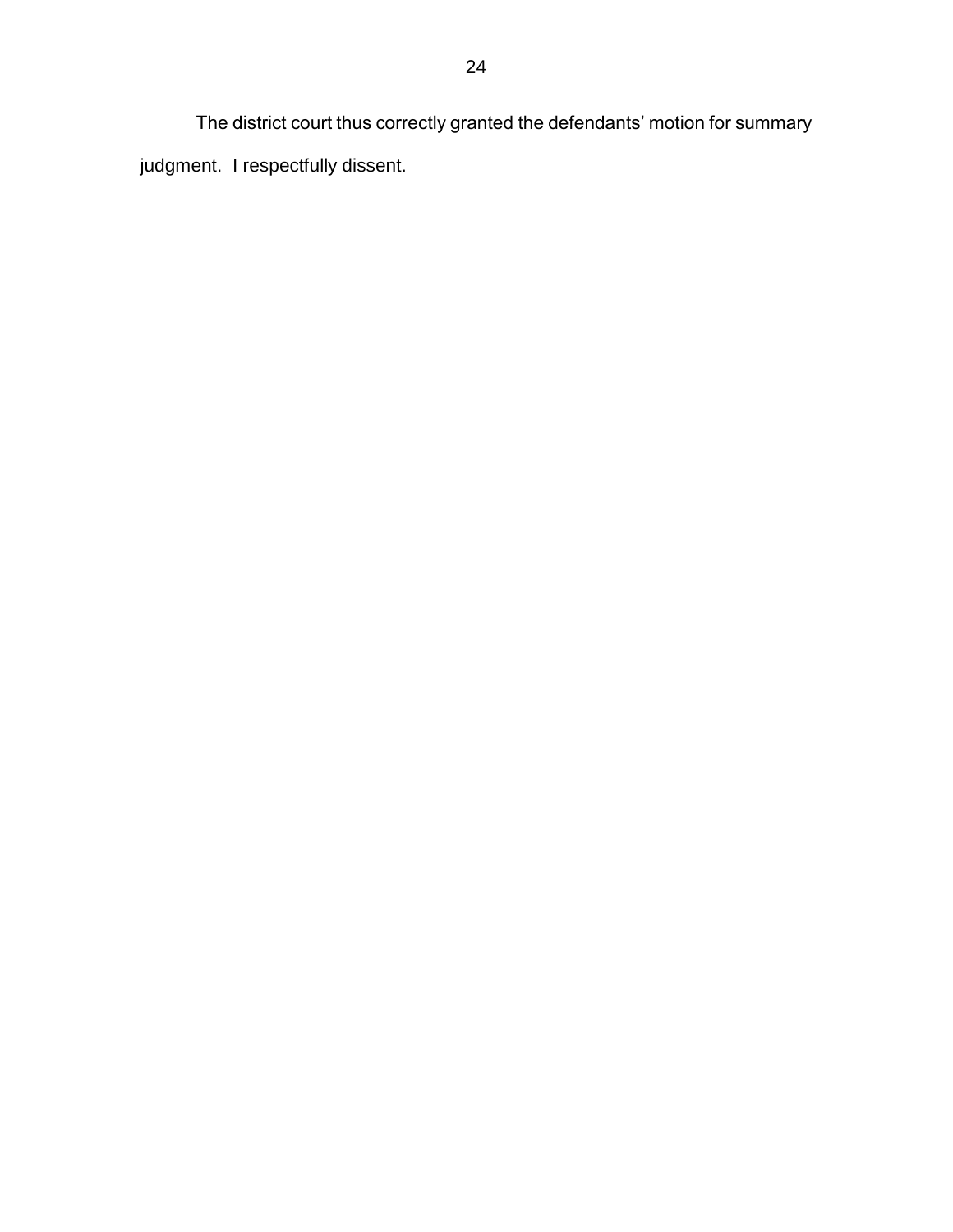The district court thus correctly granted the defendants’ motion for summary judgment. I respectfully dissent.